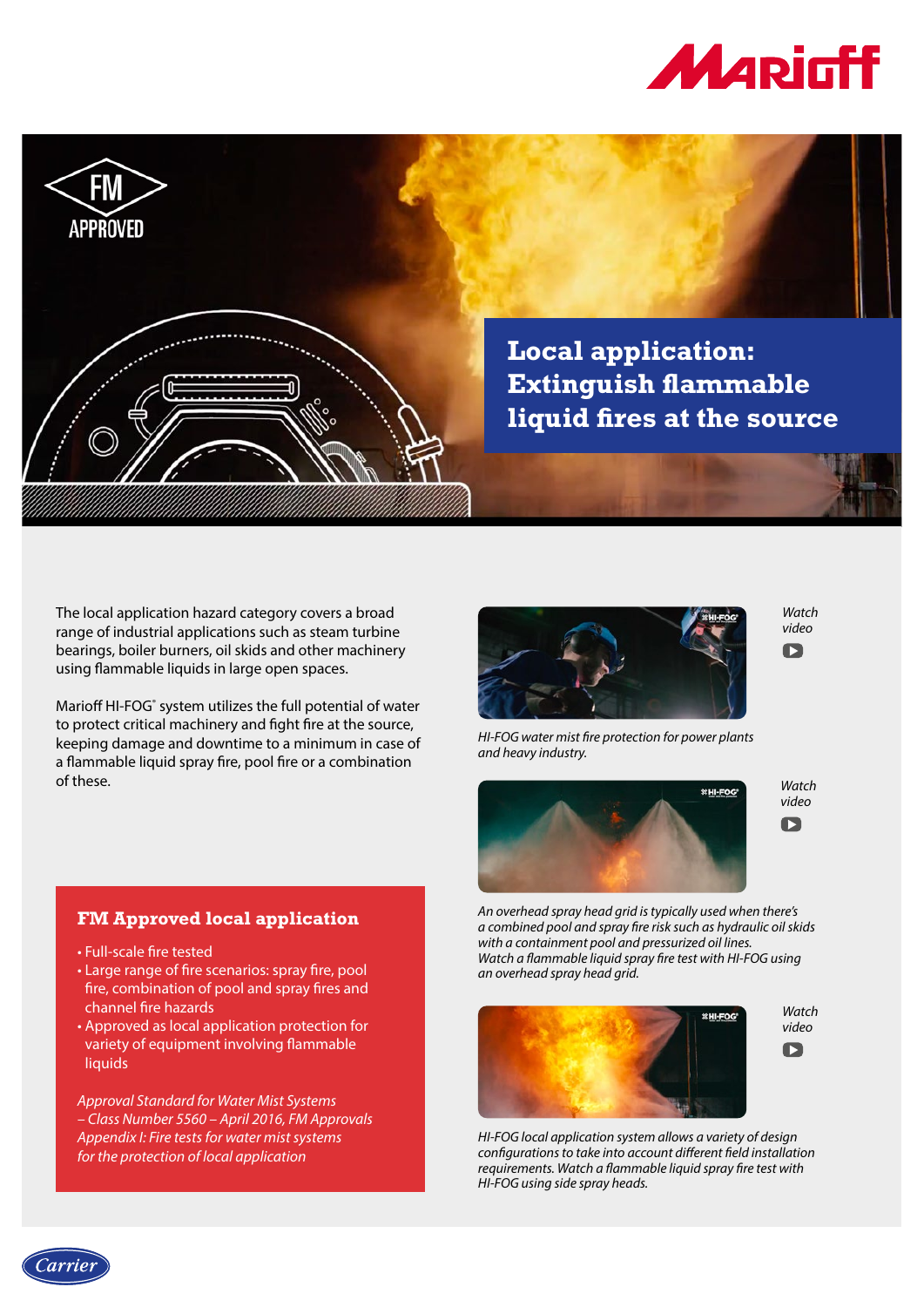# Local application: Extinguish flammable liquid fires at the source

The local application hazard category covers a broad range of industrial applications such as steam turbine bearings, boiler burners, oil skids and other machinery using flammable liquids in large open spaces.

Marioff HI-FOG® system utilizes the full potential of water to protect critical machinery and fight fire at the source, keeping damage and downtime to a minimum in case of a flammable liquid spray fire, pool fire or a combination of these.

## FM Approved local application

- Full-scale fire tested
- Large range of fire scenarios: spray fire, pool fire, combination of pool and spray fires and channel fire hazards
- Approved as local application protection for variety of equipment involving flammable liquids

*Approval Standard for Water Mist Systems – Class Number 5560 – April 2016, FM Approvals Appendix I: Fire tests for water mist systems for the protection of local application*

*Watch video*

*HI-FOG water mist fire protection for power plants and heavy industry.*

*Watch video*

*An overhead spray head grid is typically used when there's a combined pool and spray fire risk such as hydraulic oil skids with a containment pool and pressurized oil lines. Watch a flammable liquid spray fire test with HI-FOG using an overhead spray head grid.*

*Watch video*

*HI-FOG local application system allows a variety of design configurations to take into account different field installation requirements. Watch a flammable liquid spray fire test with HI-FOG using side spray heads.*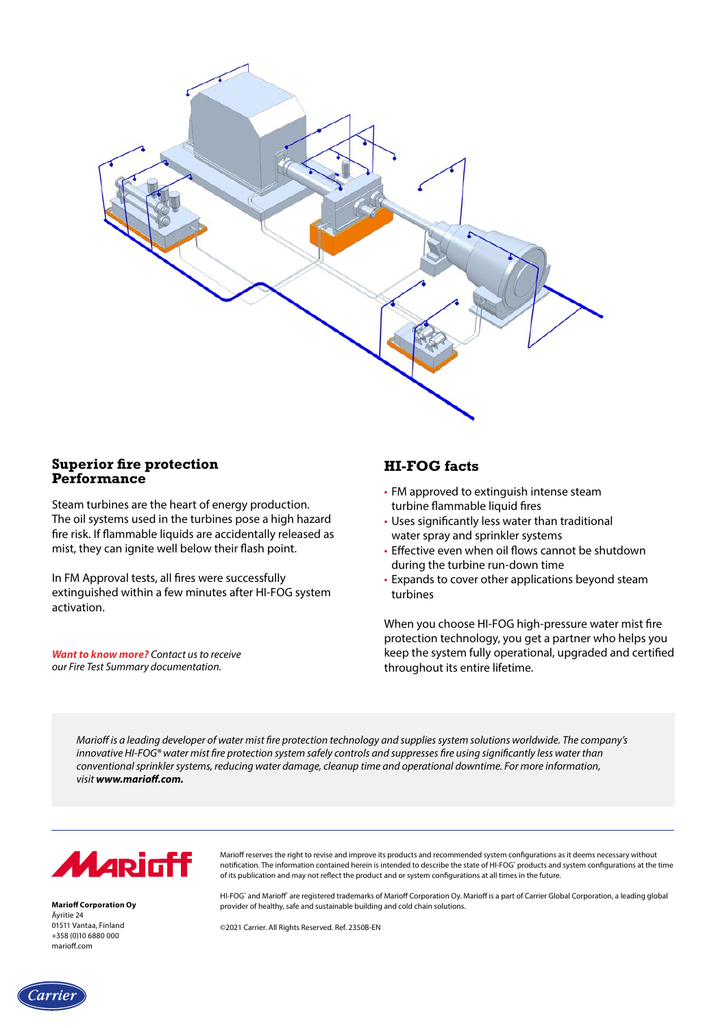## Superior fire protection Performance

Steam turbines are the heart of energy production. The oil systems used in the turbines pose a high hazard fire risk. If flammable liquids are accidentally released as mist, they can ignite well below their flash point.

In FM Approval tests, all fires were successfully extinguished within a few minutes after HI-FOG system activation.

***Want to know more?*** *Contact us to receive our Fire Test Summary documentation.*

## HI-FOG facts

- FM approved to extinguish intense steam turbine flammable liquid fires
- Uses significantly less water than traditional water spray and sprinkler systems
- Effective even when oil flows cannot be shutdown during the turbine run-down time
- Expands to cover other applications beyond steam turbines

When you choose HI-FOG high-pressure water mist fire protection technology, you get a partner who helps you keep the system fully operational, upgraded and certified throughout its entire lifetime.

*Marioff is a leading developer of water mist fire protection technology and supplies system solutions worldwide. The company's innovative HI-FOG® water mist fire protection system safely controls and suppresses fire using significantly less water than conventional sprinkler systems, reducing water damage, cleanup time and operational downtime. For more information, visit* ***www.marioff.com.***

Marioff reserves the right to revise and improve its products and recommended system configurations as it deems necessary without notification. The information contained herein is intended to describe the state of HI-FOG® products and system configurations at the time of its publication and may not reflect the product and or system configurations at all times in the future.

HI-FOG® and Marioff® are registered trademarks of Marioff Corporation Oy. Marioff is a part of Carrier Global Corporation, a leading global provider of healthy, safe and sustainable building and cold chain solutions.

©2021 Carrier. All Rights Reserved. Ref. 2350B-EN

**Marioff Corporation Oy**
Äyritie 24
01511 Vantaa, Finland
+358 (0)10 6880 000
marioff.com